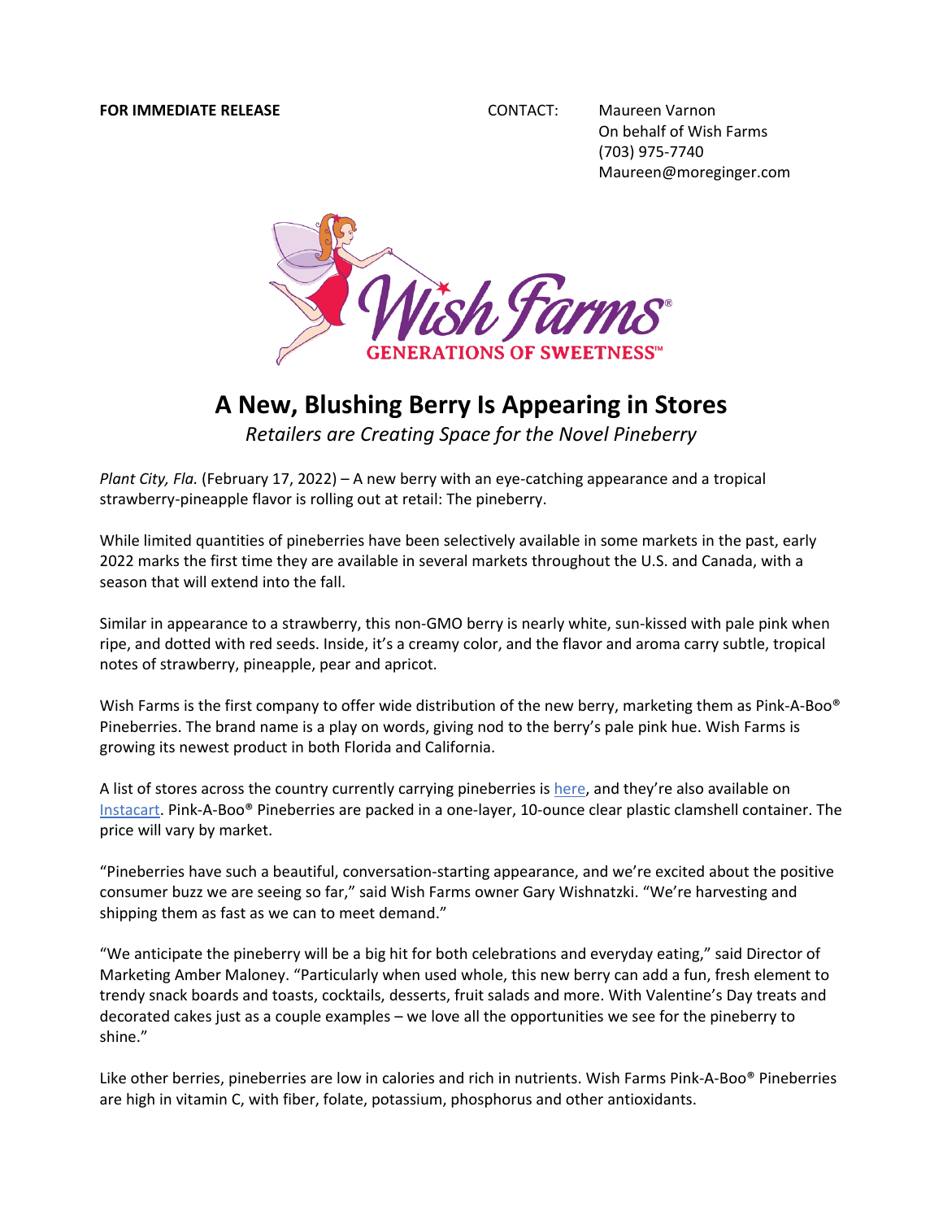**FOR IMMEDIATE RELEASE**

CONTACT: Maureen Varnon
On behalf of Wish Farms
(703) 975-7740
Maureen@moreginger.com

# A New, Blushing Berry Is Appearing in Stores

*Retailers are Creating Space for the Novel Pineberry*

*Plant City, Fla.* (February 17, 2022) – A new berry with an eye-catching appearance and a tropical strawberry-pineapple flavor is rolling out at retail: The pineberry.

While limited quantities of pineberries have been selectively available in some markets in the past, early 2022 marks the first time they are available in several markets throughout the U.S. and Canada, with a season that will extend into the fall.

Similar in appearance to a strawberry, this non-GMO berry is nearly white, sun-kissed with pale pink when ripe, and dotted with red seeds. Inside, it's a creamy color, and the flavor and aroma carry subtle, tropical notes of strawberry, pineapple, pear and apricot.

Wish Farms is the first company to offer wide distribution of the new berry, marketing them as Pink-A-Boo® Pineberries. The brand name is a play on words, giving nod to the berry's pale pink hue. Wish Farms is growing its newest product in both Florida and California.

A list of stores across the country currently carrying pineberries is here, and they're also available on Instacart. Pink-A-Boo® Pineberries are packed in a one-layer, 10-ounce clear plastic clamshell container. The price will vary by market.

"Pineberries have such a beautiful, conversation-starting appearance, and we're excited about the positive consumer buzz we are seeing so far," said Wish Farms owner Gary Wishnatzki. "We're harvesting and shipping them as fast as we can to meet demand."

"We anticipate the pineberry will be a big hit for both celebrations and everyday eating," said Director of Marketing Amber Maloney. "Particularly when used whole, this new berry can add a fun, fresh element to trendy snack boards and toasts, cocktails, desserts, fruit salads and more. With Valentine's Day treats and decorated cakes just as a couple examples – we love all the opportunities we see for the pineberry to shine."

Like other berries, pineberries are low in calories and rich in nutrients. Wish Farms Pink-A-Boo® Pineberries are high in vitamin C, with fiber, folate, potassium, phosphorus and other antioxidants.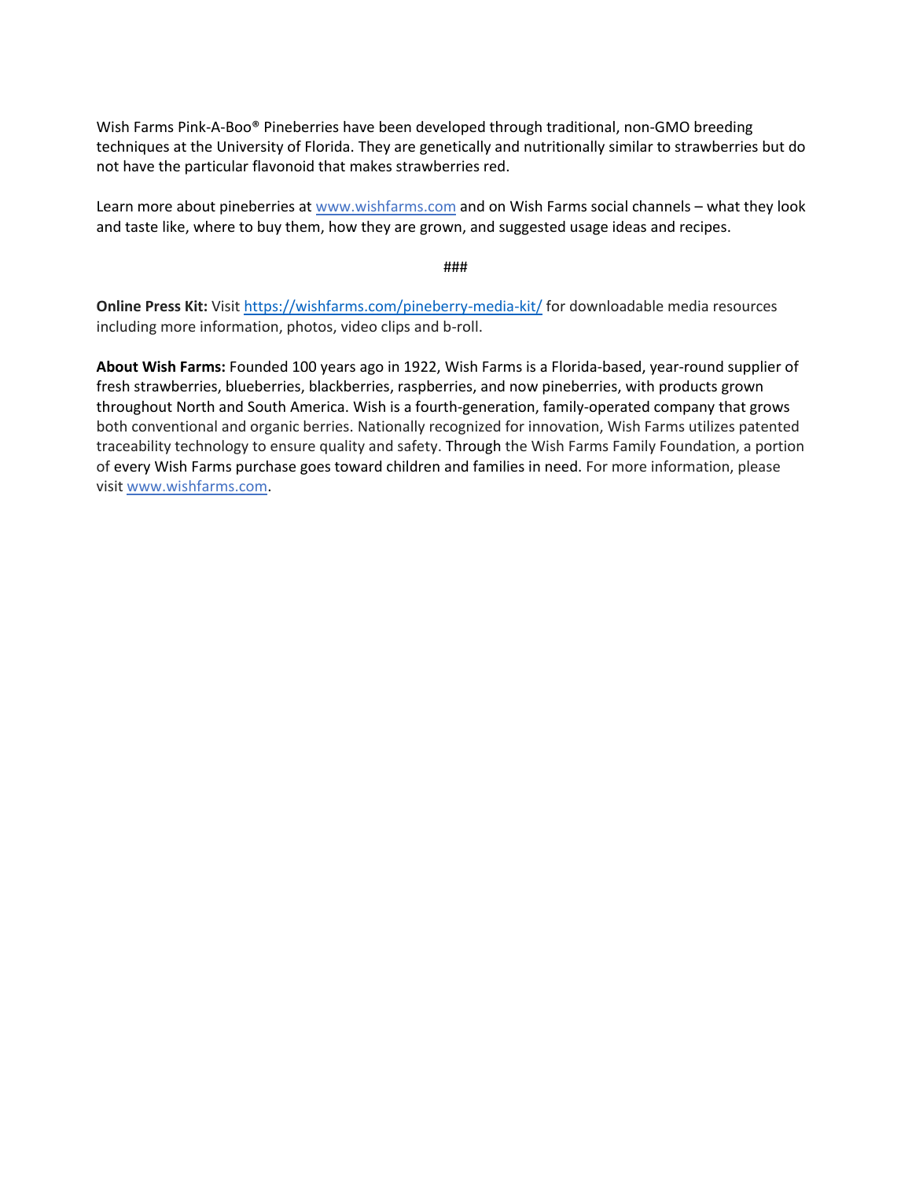Wish Farms Pink-A-Boo® Pineberries have been developed through traditional, non-GMO breeding techniques at the University of Florida. They are genetically and nutritionally similar to strawberries but do not have the particular flavonoid that makes strawberries red.

Learn more about pineberries at www.wishfarms.com and on Wish Farms social channels – what they look and taste like, where to buy them, how they are grown, and suggested usage ideas and recipes.

###

**Online Press Kit:** Visit https://wishfarms.com/pineberry-media-kit/ for downloadable media resources including more information, photos, video clips and b-roll.

**About Wish Farms:** Founded 100 years ago in 1922, Wish Farms is a Florida-based, year-round supplier of fresh strawberries, blueberries, blackberries, raspberries, and now pineberries, with products grown throughout North and South America. Wish is a fourth-generation, family-operated company that grows both conventional and organic berries. Nationally recognized for innovation, Wish Farms utilizes patented traceability technology to ensure quality and safety. Through the Wish Farms Family Foundation, a portion of every Wish Farms purchase goes toward children and families in need. For more information, please visit www.wishfarms.com.